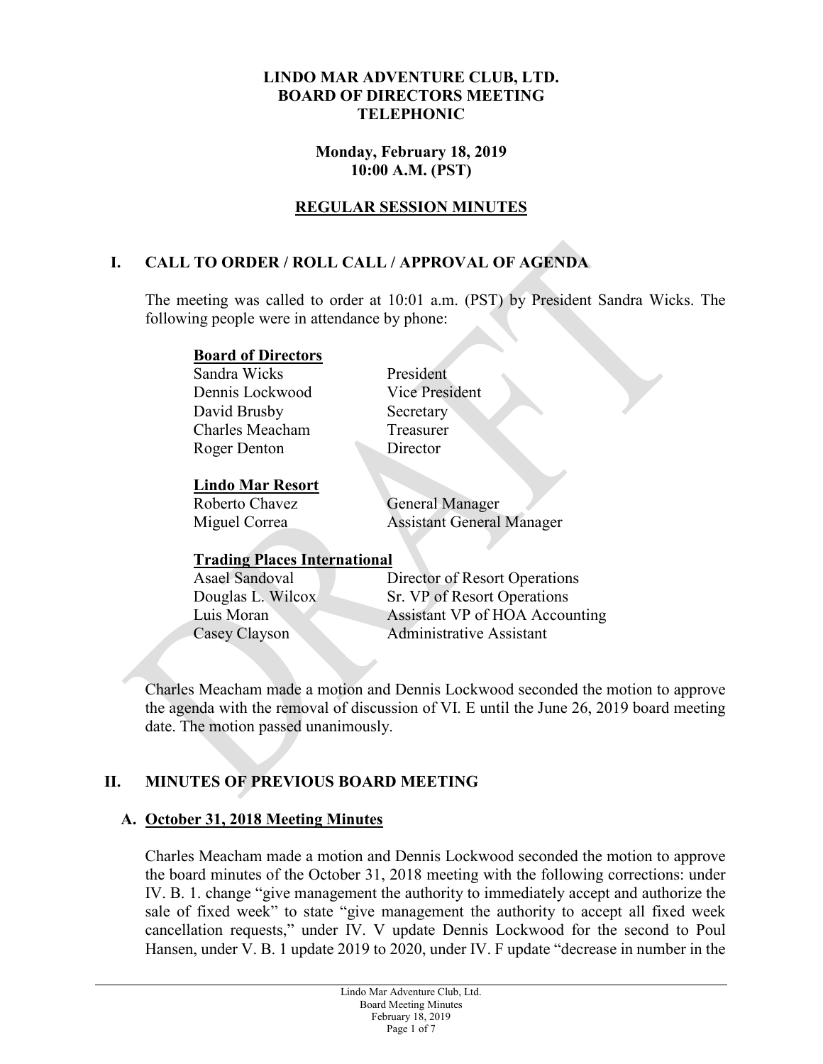**LINDO MAR ADVENTURE CLUB, LTD.**
**BOARD OF DIRECTORS MEETING**
**TELEPHONIC**

**Monday, February 18, 2019**
**10:00 A.M. (PST)**

**REGULAR SESSION MINUTES**

## I. CALL TO ORDER / ROLL CALL / APPROVAL OF AGENDA

The meeting was called to order at 10:01 a.m. (PST) by President Sandra Wicks. The following people were in attendance by phone:

**Board of Directors**

| | |
|---|---|
| Sandra Wicks | President |
| Dennis Lockwood | Vice President |
| David Brusby | Secretary |
| Charles Meacham | Treasurer |
| Roger Denton | Director |

**Lindo Mar Resort**

| | |
|---|---|
| Roberto Chavez | General Manager |
| Miguel Correa | Assistant General Manager |

**Trading Places International**

| | |
|---|---|
| Asael Sandoval | Director of Resort Operations |
| Douglas L. Wilcox | Sr. VP of Resort Operations |
| Luis Moran | Assistant VP of HOA Accounting |
| Casey Clayson | Administrative Assistant |

Charles Meacham made a motion and Dennis Lockwood seconded the motion to approve the agenda with the removal of discussion of VI. E until the June 26, 2019 board meeting date. The motion passed unanimously.

## II. MINUTES OF PREVIOUS BOARD MEETING

### A. October 31, 2018 Meeting Minutes

Charles Meacham made a motion and Dennis Lockwood seconded the motion to approve the board minutes of the October 31, 2018 meeting with the following corrections: under IV. B. 1. change "give management the authority to immediately accept and authorize the sale of fixed week" to state "give management the authority to accept all fixed week cancellation requests," under IV. V update Dennis Lockwood for the second to Poul Hansen, under V. B. 1 update 2019 to 2020, under IV. F update "decrease in number in the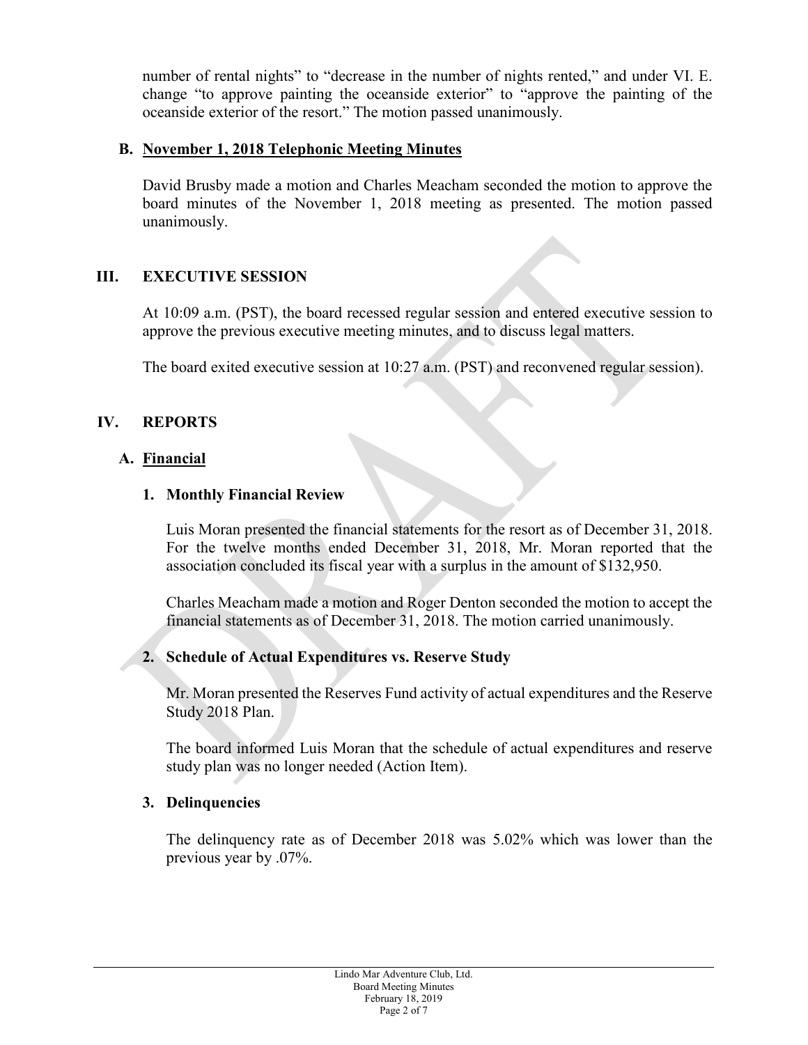number of rental nights" to "decrease in the number of nights rented," and under VI. E. change "to approve painting the oceanside exterior" to "approve the painting of the oceanside exterior of the resort." The motion passed unanimously.

### B. November 1, 2018 Telephonic Meeting Minutes

David Brusby made a motion and Charles Meacham seconded the motion to approve the board minutes of the November 1, 2018 meeting as presented. The motion passed unanimously.

## III. EXECUTIVE SESSION

At 10:09 a.m. (PST), the board recessed regular session and entered executive session to approve the previous executive meeting minutes, and to discuss legal matters.

The board exited executive session at 10:27 a.m. (PST) and reconvened regular session).

## IV. REPORTS

### A. Financial

#### 1. Monthly Financial Review

Luis Moran presented the financial statements for the resort as of December 31, 2018. For the twelve months ended December 31, 2018, Mr. Moran reported that the association concluded its fiscal year with a surplus in the amount of $132,950.

Charles Meacham made a motion and Roger Denton seconded the motion to accept the financial statements as of December 31, 2018. The motion carried unanimously.

#### 2. Schedule of Actual Expenditures vs. Reserve Study

Mr. Moran presented the Reserves Fund activity of actual expenditures and the Reserve Study 2018 Plan.

The board informed Luis Moran that the schedule of actual expenditures and reserve study plan was no longer needed (Action Item).

#### 3. Delinquencies

The delinquency rate as of December 2018 was 5.02% which was lower than the previous year by .07%.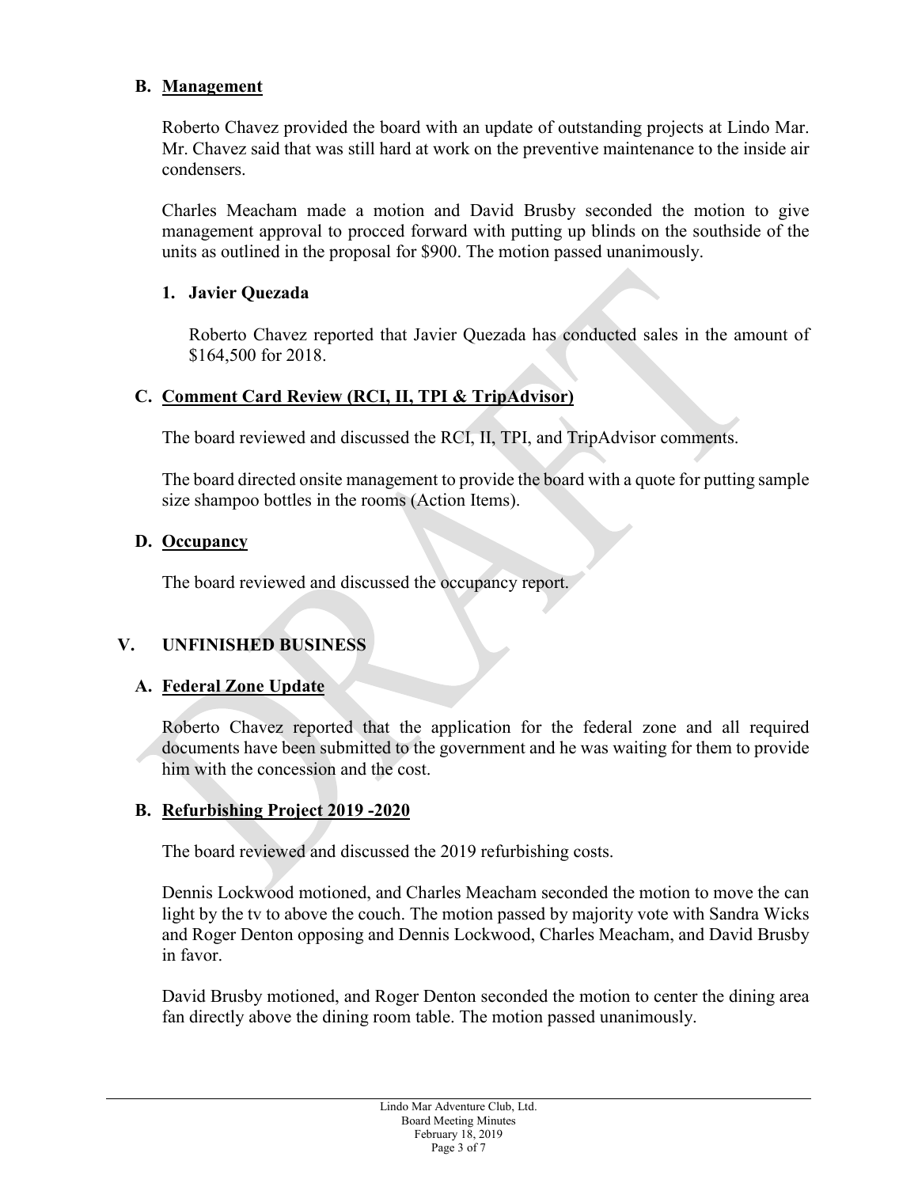### B. Management

Roberto Chavez provided the board with an update of outstanding projects at Lindo Mar. Mr. Chavez said that was still hard at work on the preventive maintenance to the inside air condensers.

Charles Meacham made a motion and David Brusby seconded the motion to give management approval to procced forward with putting up blinds on the southside of the units as outlined in the proposal for $900. The motion passed unanimously.

#### 1. Javier Quezada

Roberto Chavez reported that Javier Quezada has conducted sales in the amount of $164,500 for 2018.

### C. Comment Card Review (RCI, II, TPI & TripAdvisor)

The board reviewed and discussed the RCI, II, TPI, and TripAdvisor comments.

The board directed onsite management to provide the board with a quote for putting sample size shampoo bottles in the rooms (Action Items).

### D. Occupancy

The board reviewed and discussed the occupancy report.

## V. UNFINISHED BUSINESS

### A. Federal Zone Update

Roberto Chavez reported that the application for the federal zone and all required documents have been submitted to the government and he was waiting for them to provide him with the concession and the cost.

### B. Refurbishing Project 2019 -2020

The board reviewed and discussed the 2019 refurbishing costs.

Dennis Lockwood motioned, and Charles Meacham seconded the motion to move the can light by the tv to above the couch. The motion passed by majority vote with Sandra Wicks and Roger Denton opposing and Dennis Lockwood, Charles Meacham, and David Brusby in favor.

David Brusby motioned, and Roger Denton seconded the motion to center the dining area fan directly above the dining room table. The motion passed unanimously.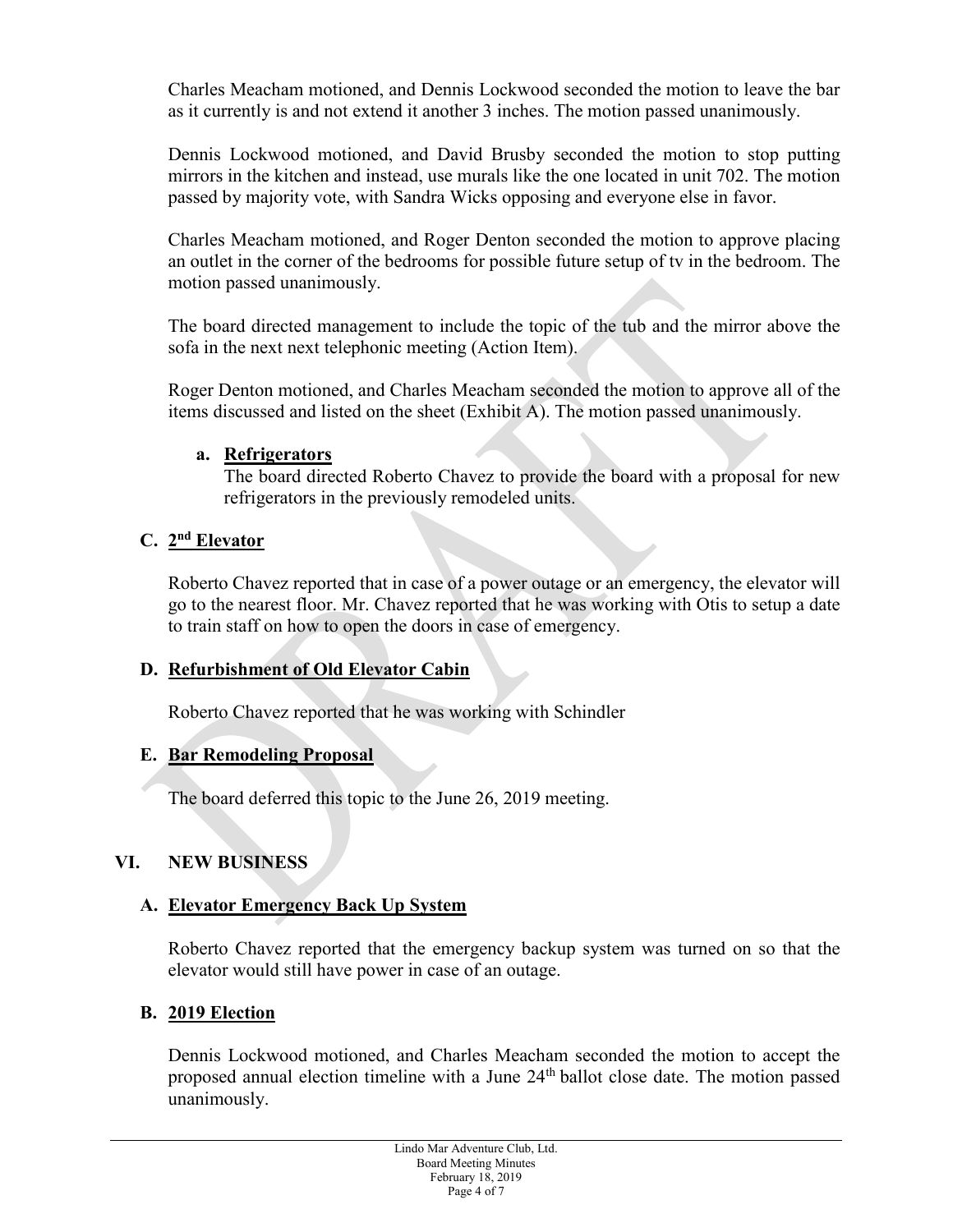Charles Meacham motioned, and Dennis Lockwood seconded the motion to leave the bar as it currently is and not extend it another 3 inches. The motion passed unanimously.

Dennis Lockwood motioned, and David Brusby seconded the motion to stop putting mirrors in the kitchen and instead, use murals like the one located in unit 702. The motion passed by majority vote, with Sandra Wicks opposing and everyone else in favor.

Charles Meacham motioned, and Roger Denton seconded the motion to approve placing an outlet in the corner of the bedrooms for possible future setup of tv in the bedroom. The motion passed unanimously.

The board directed management to include the topic of the tub and the mirror above the sofa in the next next telephonic meeting (Action Item).

Roger Denton motioned, and Charles Meacham seconded the motion to approve all of the items discussed and listed on the sheet (Exhibit A). The motion passed unanimously.

**a. Refrigerators**

The board directed Roberto Chavez to provide the board with a proposal for new refrigerators in the previously remodeled units.

### C. 2nd Elevator

Roberto Chavez reported that in case of a power outage or an emergency, the elevator will go to the nearest floor. Mr. Chavez reported that he was working with Otis to setup a date to train staff on how to open the doors in case of emergency.

### D. Refurbishment of Old Elevator Cabin

Roberto Chavez reported that he was working with Schindler

### E. Bar Remodeling Proposal

The board deferred this topic to the June 26, 2019 meeting.

## VI. NEW BUSINESS

### A. Elevator Emergency Back Up System

Roberto Chavez reported that the emergency backup system was turned on so that the elevator would still have power in case of an outage.

### B. 2019 Election

Dennis Lockwood motioned, and Charles Meacham seconded the motion to accept the proposed annual election timeline with a June 24th ballot close date. The motion passed unanimously.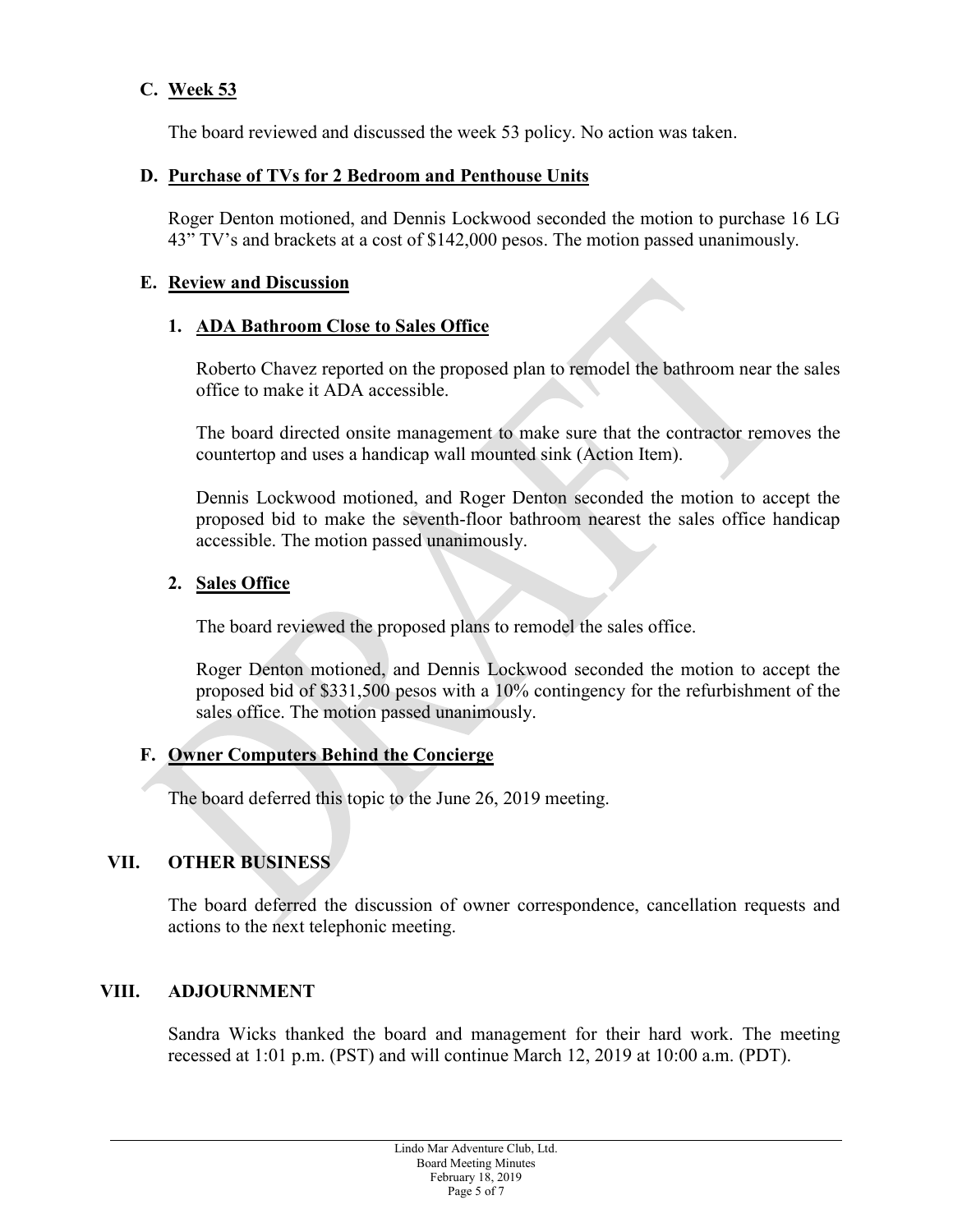### C. Week 53

The board reviewed and discussed the week 53 policy. No action was taken.

### D. Purchase of TVs for 2 Bedroom and Penthouse Units

Roger Denton motioned, and Dennis Lockwood seconded the motion to purchase 16 LG 43" TV's and brackets at a cost of $142,000 pesos. The motion passed unanimously.

### E. Review and Discussion

#### 1. ADA Bathroom Close to Sales Office

Roberto Chavez reported on the proposed plan to remodel the bathroom near the sales office to make it ADA accessible.

The board directed onsite management to make sure that the contractor removes the countertop and uses a handicap wall mounted sink (Action Item).

Dennis Lockwood motioned, and Roger Denton seconded the motion to accept the proposed bid to make the seventh-floor bathroom nearest the sales office handicap accessible. The motion passed unanimously.

#### 2. Sales Office

The board reviewed the proposed plans to remodel the sales office.

Roger Denton motioned, and Dennis Lockwood seconded the motion to accept the proposed bid of $331,500 pesos with a 10% contingency for the refurbishment of the sales office. The motion passed unanimously.

### F. Owner Computers Behind the Concierge

The board deferred this topic to the June 26, 2019 meeting.

## VII. OTHER BUSINESS

The board deferred the discussion of owner correspondence, cancellation requests and actions to the next telephonic meeting.

## VIII. ADJOURNMENT

Sandra Wicks thanked the board and management for their hard work. The meeting recessed at 1:01 p.m. (PST) and will continue March 12, 2019 at 10:00 a.m. (PDT).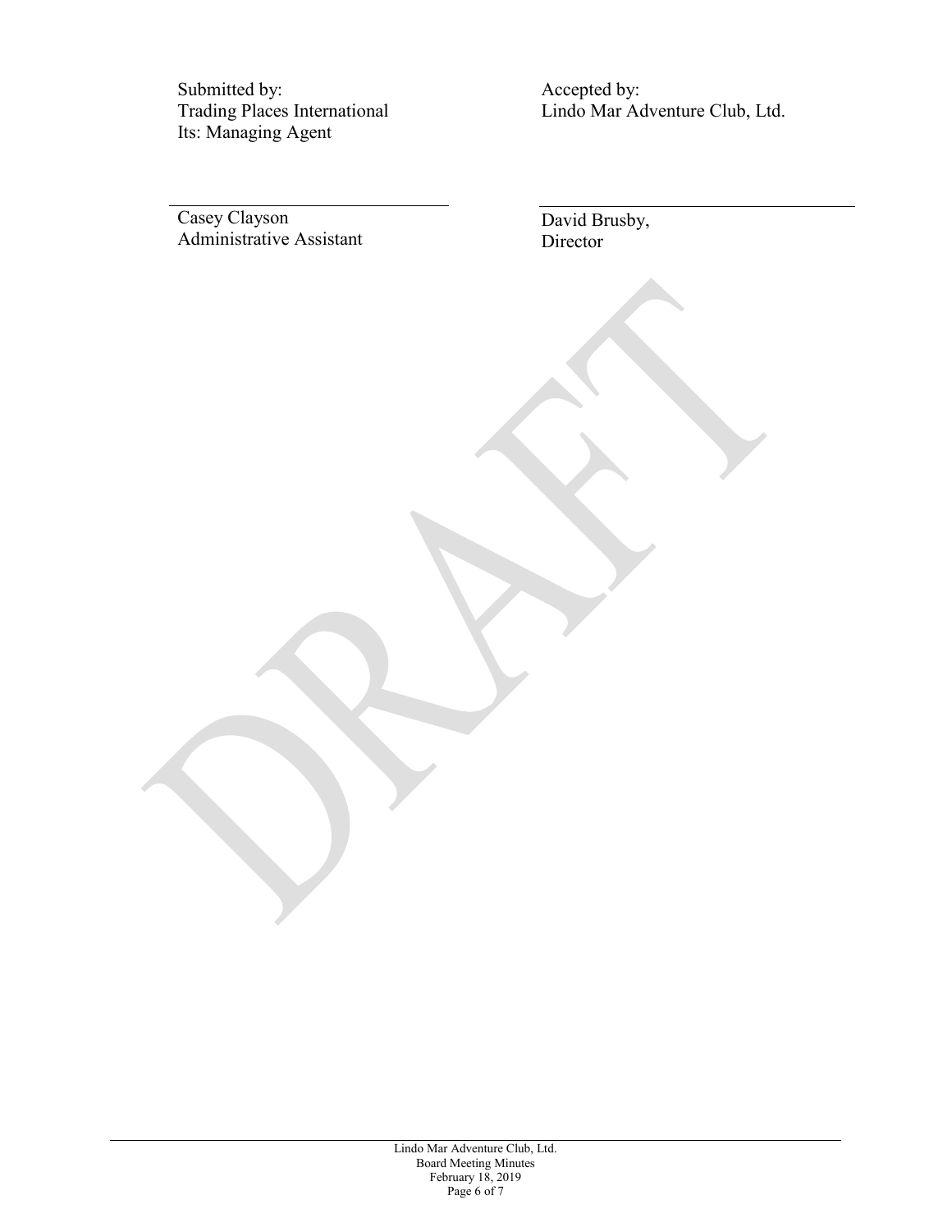| Submitted by: | Accepted by: |
| --- | --- |
| Trading Places International | Lindo Mar Adventure Club, Ltd. |
| Its: Managing Agent | |
| | |
| \_\_\_\_\_\_\_\_\_\_\_\_\_\_\_\_\_\_\_\_\_\_\_\_\_\_\_\_\_\_ | \_\_\_\_\_\_\_\_\_\_\_\_\_\_\_\_\_\_\_\_\_\_\_\_\_\_\_\_\_\_ |
| Casey Clayson | David Brusby, |
| Administrative Assistant | Director |

DRAFT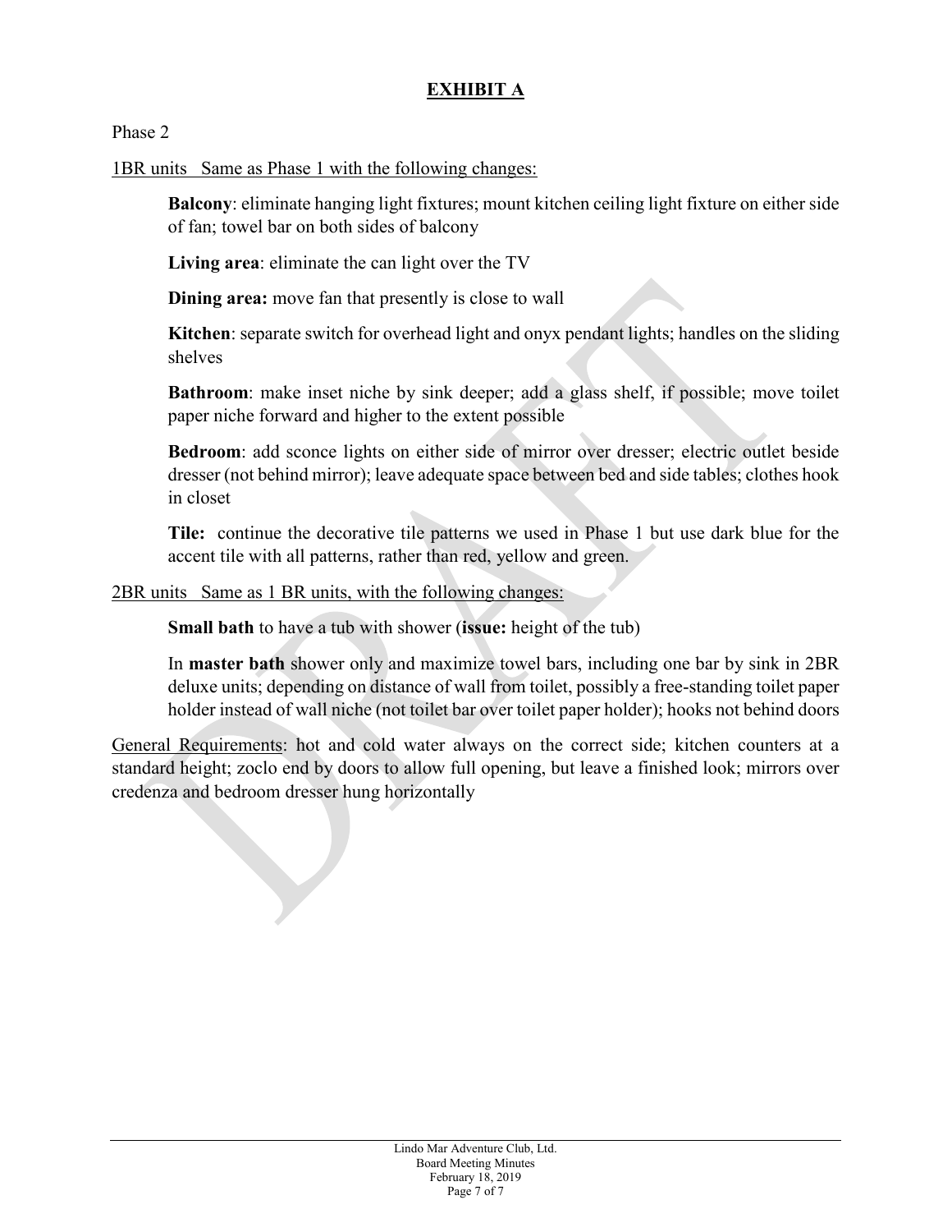# EXHIBIT A

Phase 2

1BR units   Same as Phase 1 with the following changes:

> **Balcony**: eliminate hanging light fixtures; mount kitchen ceiling light fixture on either side of fan; towel bar on both sides of balcony
>
> **Living area**: eliminate the can light over the TV
>
> **Dining area:** move fan that presently is close to wall
>
> **Kitchen**: separate switch for overhead light and onyx pendant lights; handles on the sliding shelves
>
> **Bathroom**: make inset niche by sink deeper; add a glass shelf, if possible; move toilet paper niche forward and higher to the extent possible
>
> **Bedroom**: add sconce lights on either side of mirror over dresser; electric outlet beside dresser (not behind mirror); leave adequate space between bed and side tables; clothes hook in closet
>
> **Tile:** continue the decorative tile patterns we used in Phase 1 but use dark blue for the accent tile with all patterns, rather than red, yellow and green.

2BR units   Same as 1 BR units, with the following changes:

> **Small bath** to have a tub with shower (**issue:** height of the tub)
>
> In **master bath** shower only and maximize towel bars, including one bar by sink in 2BR deluxe units; depending on distance of wall from toilet, possibly a free-standing toilet paper holder instead of wall niche (not toilet bar over toilet paper holder); hooks not behind doors

General Requirements: hot and cold water always on the correct side; kitchen counters at a standard height; zoclo end by doors to allow full opening, but leave a finished look; mirrors over credenza and bedroom dresser hung horizontally